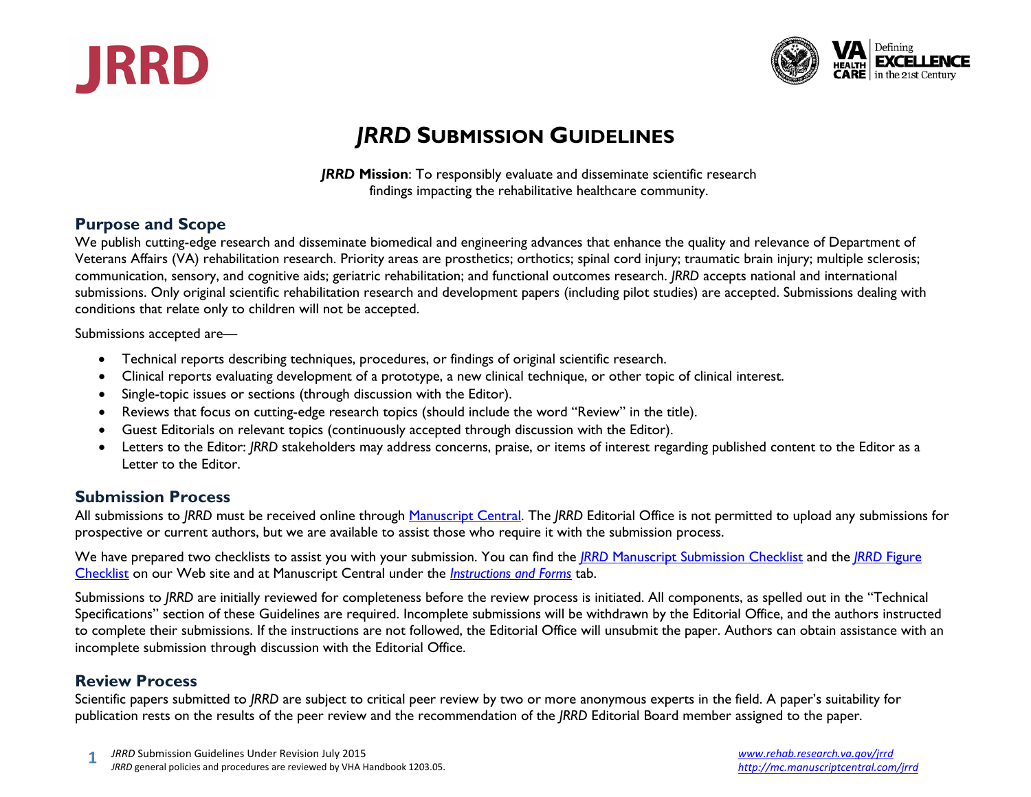# *JRRD* Submission Guidelines

***JRRD* Mission**: To responsibly evaluate and disseminate scientific research findings impacting the rehabilitative healthcare community.

## Purpose and Scope

We publish cutting-edge research and disseminate biomedical and engineering advances that enhance the quality and relevance of Department of Veterans Affairs (VA) rehabilitation research. Priority areas are prosthetics; orthotics; spinal cord injury; traumatic brain injury; multiple sclerosis; communication, sensory, and cognitive aids; geriatric rehabilitation; and functional outcomes research. *JRRD* accepts national and international submissions. Only original scientific rehabilitation research and development papers (including pilot studies) are accepted. Submissions dealing with conditions that relate only to children will not be accepted.

Submissions accepted are—

- Technical reports describing techniques, procedures, or findings of original scientific research.
- Clinical reports evaluating development of a prototype, a new clinical technique, or other topic of clinical interest.
- Single-topic issues or sections (through discussion with the Editor).
- Reviews that focus on cutting-edge research topics (should include the word "Review" in the title).
- Guest Editorials on relevant topics (continuously accepted through discussion with the Editor).
- Letters to the Editor: *JRRD* stakeholders may address concerns, praise, or items of interest regarding published content to the Editor as a Letter to the Editor.

## Submission Process

All submissions to *JRRD* must be received online through Manuscript Central. The *JRRD* Editorial Office is not permitted to upload any submissions for prospective or current authors, but we are available to assist those who require it with the submission process.

We have prepared two checklists to assist you with your submission. You can find the *JRRD* Manuscript Submission Checklist and the *JRRD* Figure Checklist on our Web site and at Manuscript Central under the *Instructions and Forms* tab.

Submissions to *JRRD* are initially reviewed for completeness before the review process is initiated. All components, as spelled out in the "Technical Specifications" section of these Guidelines are required. Incomplete submissions will be withdrawn by the Editorial Office, and the authors instructed to complete their submissions. If the instructions are not followed, the Editorial Office will unsubmit the paper. Authors can obtain assistance with an incomplete submission through discussion with the Editorial Office.

## Review Process

Scientific papers submitted to *JRRD* are subject to critical peer review by two or more anonymous experts in the field. A paper's suitability for publication rests on the results of the peer review and the recommendation of the *JRRD* Editorial Board member assigned to the paper.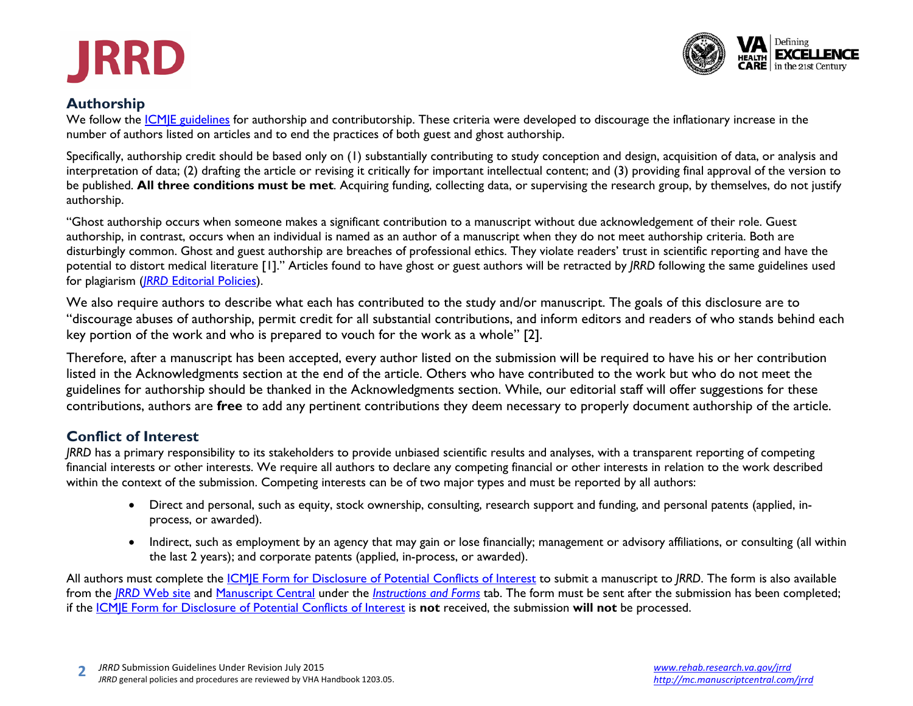## Authorship

We follow the ICMJE guidelines for authorship and contributorship. These criteria were developed to discourage the inflationary increase in the number of authors listed on articles and to end the practices of both guest and ghost authorship.

Specifically, authorship credit should be based only on (1) substantially contributing to study conception and design, acquisition of data, or analysis and interpretation of data; (2) drafting the article or revising it critically for important intellectual content; and (3) providing final approval of the version to be published. **All three conditions must be met**. Acquiring funding, collecting data, or supervising the research group, by themselves, do not justify authorship.

"Ghost authorship occurs when someone makes a significant contribution to a manuscript without due acknowledgement of their role. Guest authorship, in contrast, occurs when an individual is named as an author of a manuscript when they do not meet authorship criteria. Both are disturbingly common. Ghost and guest authorship are breaches of professional ethics. They violate readers' trust in scientific reporting and have the potential to distort medical literature [1]." Articles found to have ghost or guest authors will be retracted by *JRRD* following the same guidelines used for plagiarism (*JRRD* Editorial Policies).

We also require authors to describe what each has contributed to the study and/or manuscript. The goals of this disclosure are to "discourage abuses of authorship, permit credit for all substantial contributions, and inform editors and readers of who stands behind each key portion of the work and who is prepared to vouch for the work as a whole" [2].

Therefore, after a manuscript has been accepted, every author listed on the submission will be required to have his or her contribution listed in the Acknowledgments section at the end of the article. Others who have contributed to the work but who do not meet the guidelines for authorship should be thanked in the Acknowledgments section. While, our editorial staff will offer suggestions for these contributions, authors are **free** to add any pertinent contributions they deem necessary to properly document authorship of the article.

## Conflict of Interest

*JRRD* has a primary responsibility to its stakeholders to provide unbiased scientific results and analyses, with a transparent reporting of competing financial interests or other interests. We require all authors to declare any competing financial or other interests in relation to the work described within the context of the submission. Competing interests can be of two major types and must be reported by all authors:

- Direct and personal, such as equity, stock ownership, consulting, research support and funding, and personal patents (applied, in-process, or awarded).
- Indirect, such as employment by an agency that may gain or lose financially; management or advisory affiliations, or consulting (all within the last 2 years); and corporate patents (applied, in-process, or awarded).

All authors must complete the ICMJE Form for Disclosure of Potential Conflicts of Interest to submit a manuscript to *JRRD*. The form is also available from the *JRRD* Web site and Manuscript Central under the *Instructions and Forms* tab. The form must be sent after the submission has been completed; if the ICMJE Form for Disclosure of Potential Conflicts of Interest is **not** received, the submission **will not** be processed.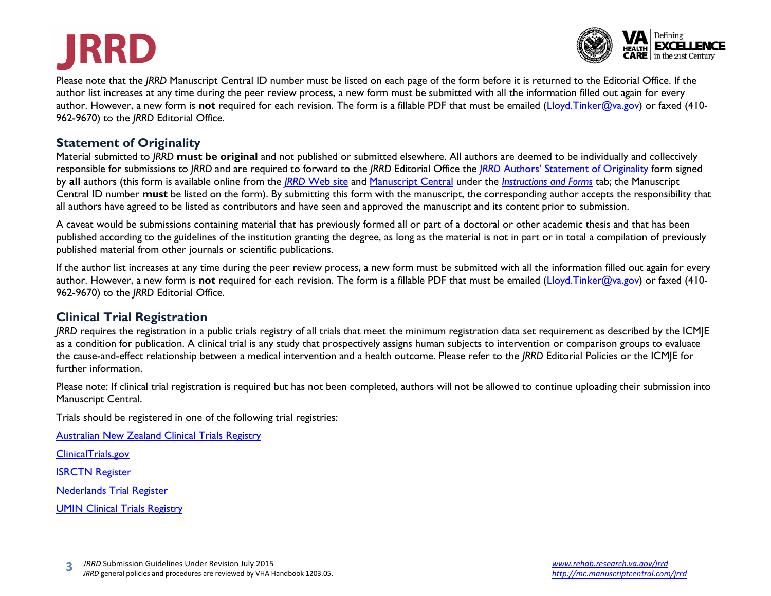Please note that the *JRRD* Manuscript Central ID number must be listed on each page of the form before it is returned to the Editorial Office. If the author list increases at any time during the peer review process, a new form must be submitted with all the information filled out again for every author. However, a new form is **not** required for each revision. The form is a fillable PDF that must be emailed (Lloyd.Tinker@va.gov) or faxed (410-962-9670) to the *JRRD* Editorial Office.

## Statement of Originality

Material submitted to *JRRD* **must be original** and not published or submitted elsewhere. All authors are deemed to be individually and collectively responsible for submissions to *JRRD* and are required to forward to the *JRRD* Editorial Office the *JRRD* Authors' Statement of Originality form signed by **all** authors (this form is available online from the *JRRD* Web site and Manuscript Central under the *Instructions and Forms* tab; the Manuscript Central ID number **must** be listed on the form). By submitting this form with the manuscript, the corresponding author accepts the responsibility that all authors have agreed to be listed as contributors and have seen and approved the manuscript and its content prior to submission.

A caveat would be submissions containing material that has previously formed all or part of a doctoral or other academic thesis and that has been published according to the guidelines of the institution granting the degree, as long as the material is not in part or in total a compilation of previously published material from other journals or scientific publications.

If the author list increases at any time during the peer review process, a new form must be submitted with all the information filled out again for every author. However, a new form is **not** required for each revision. The form is a fillable PDF that must be emailed (Lloyd.Tinker@va.gov) or faxed (410-962-9670) to the *JRRD* Editorial Office.

## Clinical Trial Registration

*JRRD* requires the registration in a public trials registry of all trials that meet the minimum registration data set requirement as described by the ICMJE as a condition for publication. A clinical trial is any study that prospectively assigns human subjects to intervention or comparison groups to evaluate the cause-and-effect relationship between a medical intervention and a health outcome. Please refer to the *JRRD* Editorial Policies or the ICMJE for further information.

Please note: If clinical trial registration is required but has not been completed, authors will not be allowed to continue uploading their submission into Manuscript Central.

Trials should be registered in one of the following trial registries:

Australian New Zealand Clinical Trials Registry

ClinicalTrials.gov

ISRCTN Register

Nederlands Trial Register

UMIN Clinical Trials Registry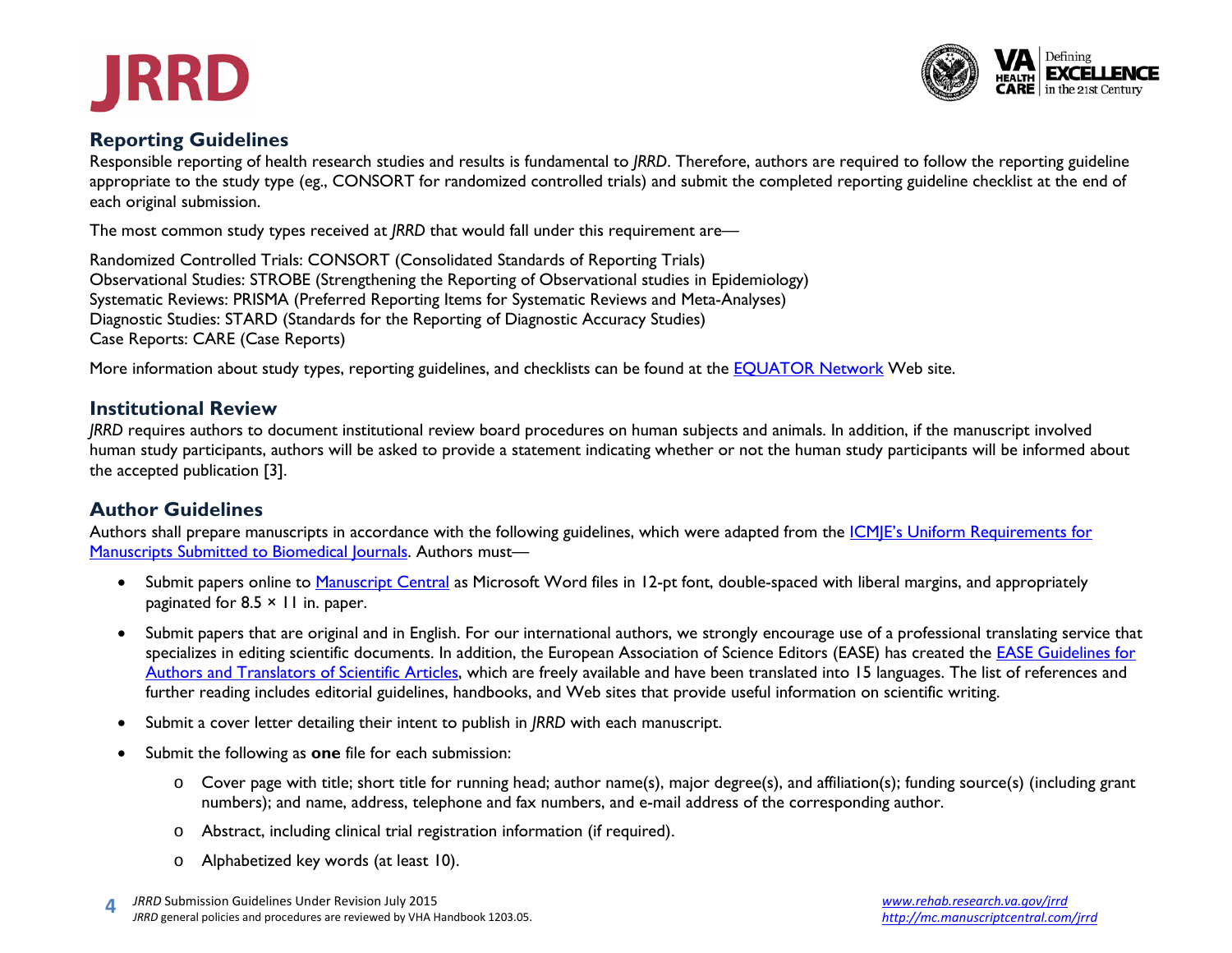## Reporting Guidelines

Responsible reporting of health research studies and results is fundamental to *JRRD*. Therefore, authors are required to follow the reporting guideline appropriate to the study type (eg., CONSORT for randomized controlled trials) and submit the completed reporting guideline checklist at the end of each original submission.

The most common study types received at *JRRD* that would fall under this requirement are—

Randomized Controlled Trials: CONSORT (Consolidated Standards of Reporting Trials)
Observational Studies: STROBE (Strengthening the Reporting of Observational studies in Epidemiology)
Systematic Reviews: PRISMA (Preferred Reporting Items for Systematic Reviews and Meta-Analyses)
Diagnostic Studies: STARD (Standards for the Reporting of Diagnostic Accuracy Studies)
Case Reports: CARE (Case Reports)

More information about study types, reporting guidelines, and checklists can be found at the EQUATOR Network Web site.

## Institutional Review

*JRRD* requires authors to document institutional review board procedures on human subjects and animals. In addition, if the manuscript involved human study participants, authors will be asked to provide a statement indicating whether or not the human study participants will be informed about the accepted publication [3].

## Author Guidelines

Authors shall prepare manuscripts in accordance with the following guidelines, which were adapted from the ICMJE's Uniform Requirements for Manuscripts Submitted to Biomedical Journals. Authors must—

- Submit papers online to Manuscript Central as Microsoft Word files in 12-pt font, double-spaced with liberal margins, and appropriately paginated for 8.5 × 11 in. paper.
- Submit papers that are original and in English. For our international authors, we strongly encourage use of a professional translating service that specializes in editing scientific documents. In addition, the European Association of Science Editors (EASE) has created the EASE Guidelines for Authors and Translators of Scientific Articles, which are freely available and have been translated into 15 languages. The list of references and further reading includes editorial guidelines, handbooks, and Web sites that provide useful information on scientific writing.
- Submit a cover letter detailing their intent to publish in *JRRD* with each manuscript.
- Submit the following as **one** file for each submission:
  - Cover page with title; short title for running head; author name(s), major degree(s), and affiliation(s); funding source(s) (including grant numbers); and name, address, telephone and fax numbers, and e-mail address of the corresponding author.
  - Abstract, including clinical trial registration information (if required).
  - Alphabetized key words (at least 10).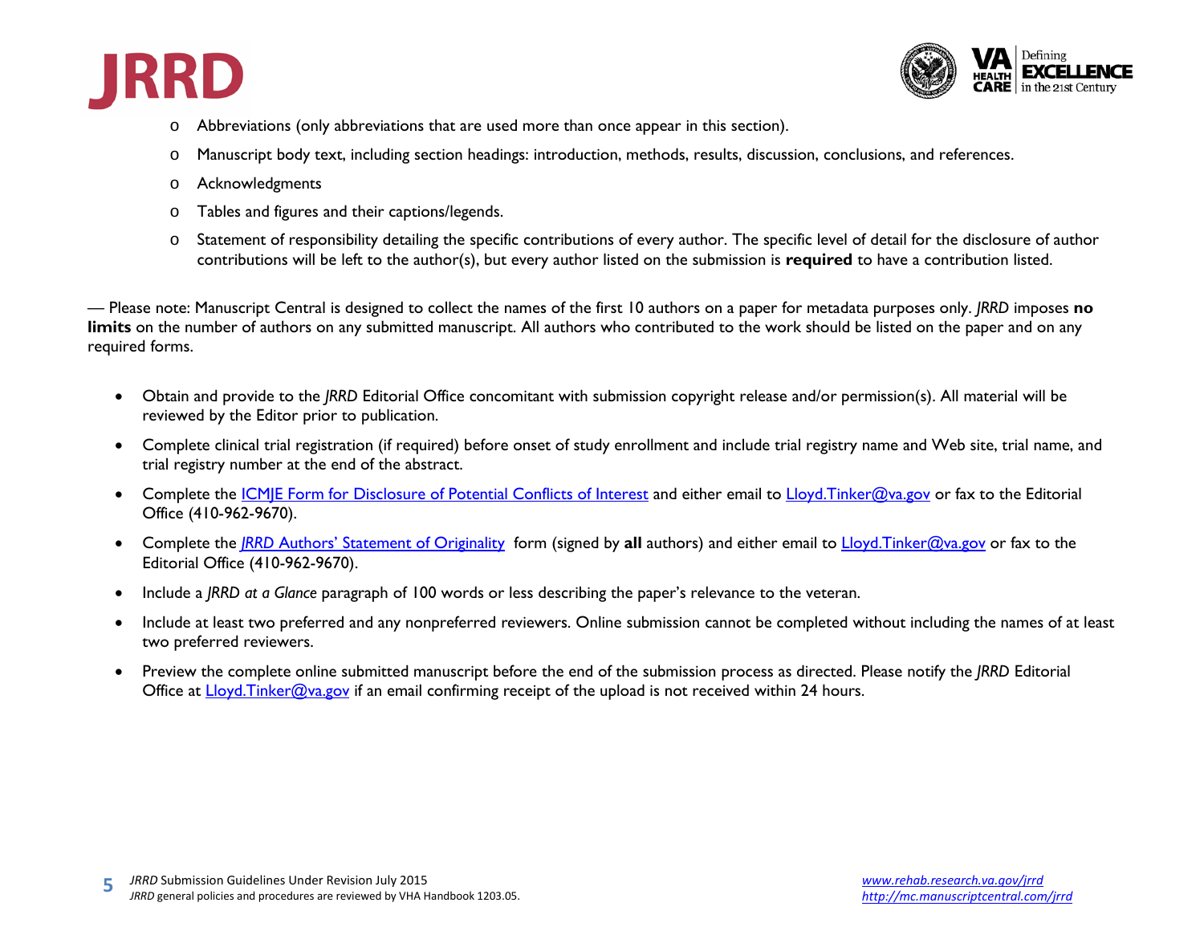- Abbreviations (only abbreviations that are used more than once appear in this section).
- Manuscript body text, including section headings: introduction, methods, results, discussion, conclusions, and references.
- Acknowledgments
- Tables and figures and their captions/legends.
- Statement of responsibility detailing the specific contributions of every author. The specific level of detail for the disclosure of author contributions will be left to the author(s), but every author listed on the submission is **required** to have a contribution listed.

— Please note: Manuscript Central is designed to collect the names of the first 10 authors on a paper for metadata purposes only. *JRRD* imposes **no limits** on the number of authors on any submitted manuscript. All authors who contributed to the work should be listed on the paper and on any required forms.

- Obtain and provide to the *JRRD* Editorial Office concomitant with submission copyright release and/or permission(s). All material will be reviewed by the Editor prior to publication.
- Complete clinical trial registration (if required) before onset of study enrollment and include trial registry name and Web site, trial name, and trial registry number at the end of the abstract.
- Complete the ICMJE Form for Disclosure of Potential Conflicts of Interest and either email to Lloyd.Tinker@va.gov or fax to the Editorial Office (410-962-9670).
- Complete the *JRRD* Authors' Statement of Originality form (signed by **all** authors) and either email to Lloyd.Tinker@va.gov or fax to the Editorial Office (410-962-9670).
- Include a *JRRD at a Glance* paragraph of 100 words or less describing the paper's relevance to the veteran.
- Include at least two preferred and any nonpreferred reviewers. Online submission cannot be completed without including the names of at least two preferred reviewers.
- Preview the complete online submitted manuscript before the end of the submission process as directed. Please notify the *JRRD* Editorial Office at Lloyd.Tinker@va.gov if an email confirming receipt of the upload is not received within 24 hours.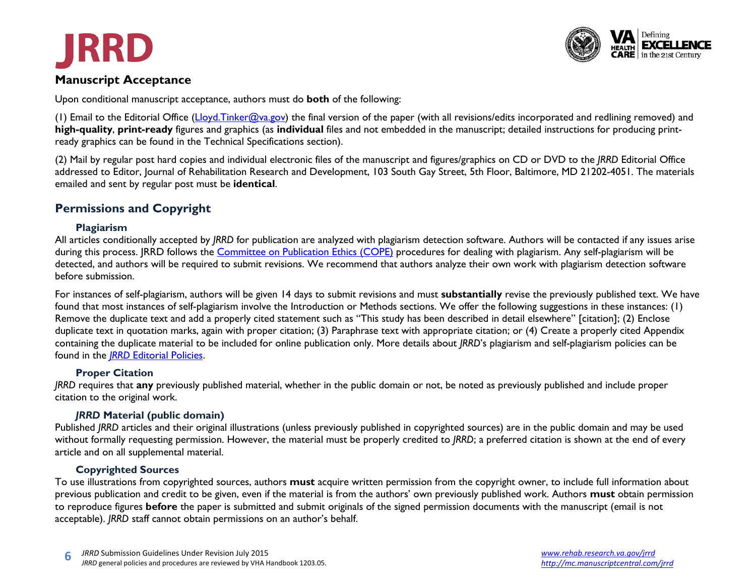## Manuscript Acceptance

Upon conditional manuscript acceptance, authors must do **both** of the following:

(1) Email to the Editorial Office (Lloyd.Tinker@va.gov) the final version of the paper (with all revisions/edits incorporated and redlining removed) and **high-quality**, **print-ready** figures and graphics (as **individual** files and not embedded in the manuscript; detailed instructions for producing print-ready graphics can be found in the Technical Specifications section).

(2) Mail by regular post hard copies and individual electronic files of the manuscript and figures/graphics on CD or DVD to the *JRRD* Editorial Office addressed to Editor, Journal of Rehabilitation Research and Development, 103 South Gay Street, 5th Floor, Baltimore, MD 21202-4051. The materials emailed and sent by regular post must be **identical**.

## Permissions and Copyright

### Plagiarism

All articles conditionally accepted by *JRRD* for publication are analyzed with plagiarism detection software. Authors will be contacted if any issues arise during this process. JRRD follows the Committee on Publication Ethics (COPE) procedures for dealing with plagiarism. Any self-plagiarism will be detected, and authors will be required to submit revisions. We recommend that authors analyze their own work with plagiarism detection software before submission.

For instances of self-plagiarism, authors will be given 14 days to submit revisions and must **substantially** revise the previously published text. We have found that most instances of self-plagiarism involve the Introduction or Methods sections. We offer the following suggestions in these instances: (1) Remove the duplicate text and add a properly cited statement such as "This study has been described in detail elsewhere" [citation]; (2) Enclose duplicate text in quotation marks, again with proper citation; (3) Paraphrase text with appropriate citation; or (4) Create a properly cited Appendix containing the duplicate material to be included for online publication only. More details about *JRRD*'s plagiarism and self-plagiarism policies can be found in the *JRRD* Editorial Policies.

### Proper Citation

*JRRD* requires that **any** previously published material, whether in the public domain or not, be noted as previously published and include proper citation to the original work.

### *JRRD* Material (public domain)

Published *JRRD* articles and their original illustrations (unless previously published in copyrighted sources) are in the public domain and may be used without formally requesting permission. However, the material must be properly credited to *JRRD*; a preferred citation is shown at the end of every article and on all supplemental material.

### Copyrighted Sources

To use illustrations from copyrighted sources, authors **must** acquire written permission from the copyright owner, to include full information about previous publication and credit to be given, even if the material is from the authors' own previously published work. Authors **must** obtain permission to reproduce figures **before** the paper is submitted and submit originals of the signed permission documents with the manuscript (email is not acceptable). *JRRD* staff cannot obtain permissions on an author's behalf.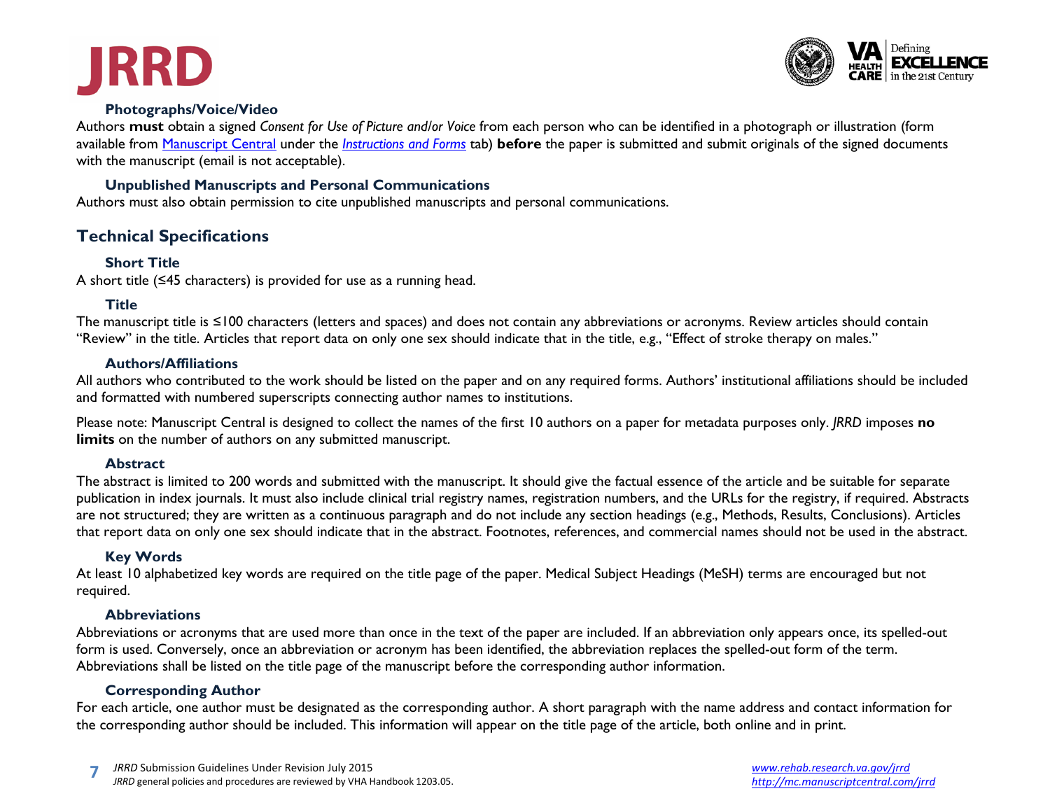### Photographs/Voice/Video

Authors **must** obtain a signed *Consent for Use of Picture and/or Voice* from each person who can be identified in a photograph or illustration (form available from [Manuscript Central](http://mc.manuscriptcentral.com/jrrd) under the *[Instructions and Forms](http://mc.manuscriptcentral.com/jrrd)* tab) **before** the paper is submitted and submit originals of the signed documents with the manuscript (email is not acceptable).

### Unpublished Manuscripts and Personal Communications

Authors must also obtain permission to cite unpublished manuscripts and personal communications.

## Technical Specifications

### Short Title

A short title (≤45 characters) is provided for use as a running head.

### Title

The manuscript title is ≤100 characters (letters and spaces) and does not contain any abbreviations or acronyms. Review articles should contain "Review" in the title. Articles that report data on only one sex should indicate that in the title, e.g., "Effect of stroke therapy on males."

### Authors/Affiliations

All authors who contributed to the work should be listed on the paper and on any required forms. Authors' institutional affiliations should be included and formatted with numbered superscripts connecting author names to institutions.

Please note: Manuscript Central is designed to collect the names of the first 10 authors on a paper for metadata purposes only. *JRRD* imposes **no limits** on the number of authors on any submitted manuscript.

### Abstract

The abstract is limited to 200 words and submitted with the manuscript. It should give the factual essence of the article and be suitable for separate publication in index journals. It must also include clinical trial registry names, registration numbers, and the URLs for the registry, if required. Abstracts are not structured; they are written as a continuous paragraph and do not include any section headings (e.g., Methods, Results, Conclusions). Articles that report data on only one sex should indicate that in the abstract. Footnotes, references, and commercial names should not be used in the abstract.

### Key Words

At least 10 alphabetized key words are required on the title page of the paper. Medical Subject Headings (MeSH) terms are encouraged but not required.

### Abbreviations

Abbreviations or acronyms that are used more than once in the text of the paper are included. If an abbreviation only appears once, its spelled-out form is used. Conversely, once an abbreviation or acronym has been identified, the abbreviation replaces the spelled-out form of the term. Abbreviations shall be listed on the title page of the manuscript before the corresponding author information.

### Corresponding Author

For each article, one author must be designated as the corresponding author. A short paragraph with the name address and contact information for the corresponding author should be included. This information will appear on the title page of the article, both online and in print.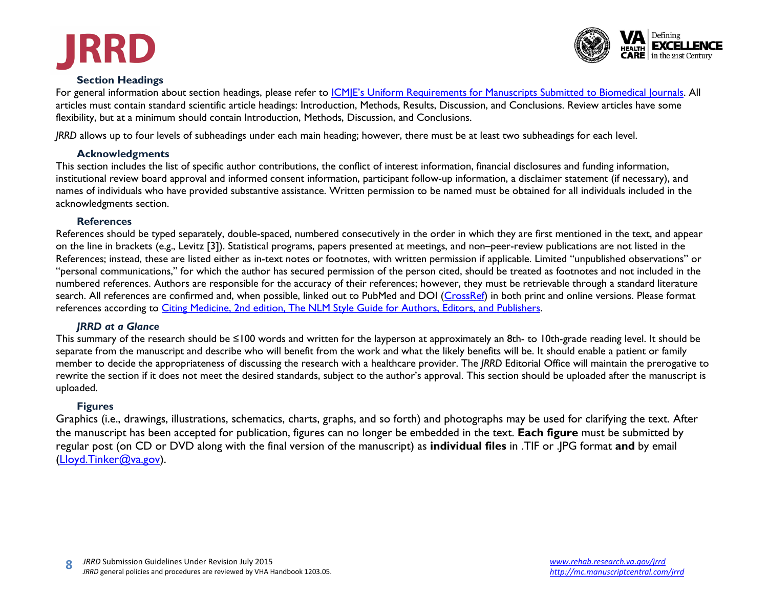### Section Headings

For general information about section headings, please refer to [ICMJE's Uniform Requirements for Manuscripts Submitted to Biomedical Journals](). All articles must contain standard scientific article headings: Introduction, Methods, Results, Discussion, and Conclusions. Review articles have some flexibility, but at a minimum should contain Introduction, Methods, Discussion, and Conclusions.

*JRRD* allows up to four levels of subheadings under each main heading; however, there must be at least two subheadings for each level.

### Acknowledgments

This section includes the list of specific author contributions, the conflict of interest information, financial disclosures and funding information, institutional review board approval and informed consent information, participant follow-up information, a disclaimer statement (if necessary), and names of individuals who have provided substantive assistance. Written permission to be named must be obtained for all individuals included in the acknowledgments section.

### References

References should be typed separately, double-spaced, numbered consecutively in the order in which they are first mentioned in the text, and appear on the line in brackets (e.g., Levitz [3]). Statistical programs, papers presented at meetings, and non–peer-review publications are not listed in the References; instead, these are listed either as in-text notes or footnotes, with written permission if applicable. Limited "unpublished observations" or "personal communications," for which the author has secured permission of the person cited, should be treated as footnotes and not included in the numbered references. Authors are responsible for the accuracy of their references; however, they must be retrievable through a standard literature search. All references are confirmed and, when possible, linked out to PubMed and DOI ([CrossRef]()) in both print and online versions. Please format references according to [Citing Medicine, 2nd edition, The NLM Style Guide for Authors, Editors, and Publishers]().

### *JRRD at a Glance*

This summary of the research should be ≤100 words and written for the layperson at approximately an 8th- to 10th-grade reading level. It should be separate from the manuscript and describe who will benefit from the work and what the likely benefits will be. It should enable a patient or family member to decide the appropriateness of discussing the research with a healthcare provider. The *JRRD* Editorial Office will maintain the prerogative to rewrite the section if it does not meet the desired standards, subject to the author's approval. This section should be uploaded after the manuscript is uploaded.

### Figures

Graphics (i.e., drawings, illustrations, schematics, charts, graphs, and so forth) and photographs may be used for clarifying the text. After the manuscript has been accepted for publication, figures can no longer be embedded in the text. **Each figure** must be submitted by regular post (on CD or DVD along with the final version of the manuscript) as **individual files** in .TIF or .JPG format **and** by email ([Lloyd.Tinker@va.gov]()).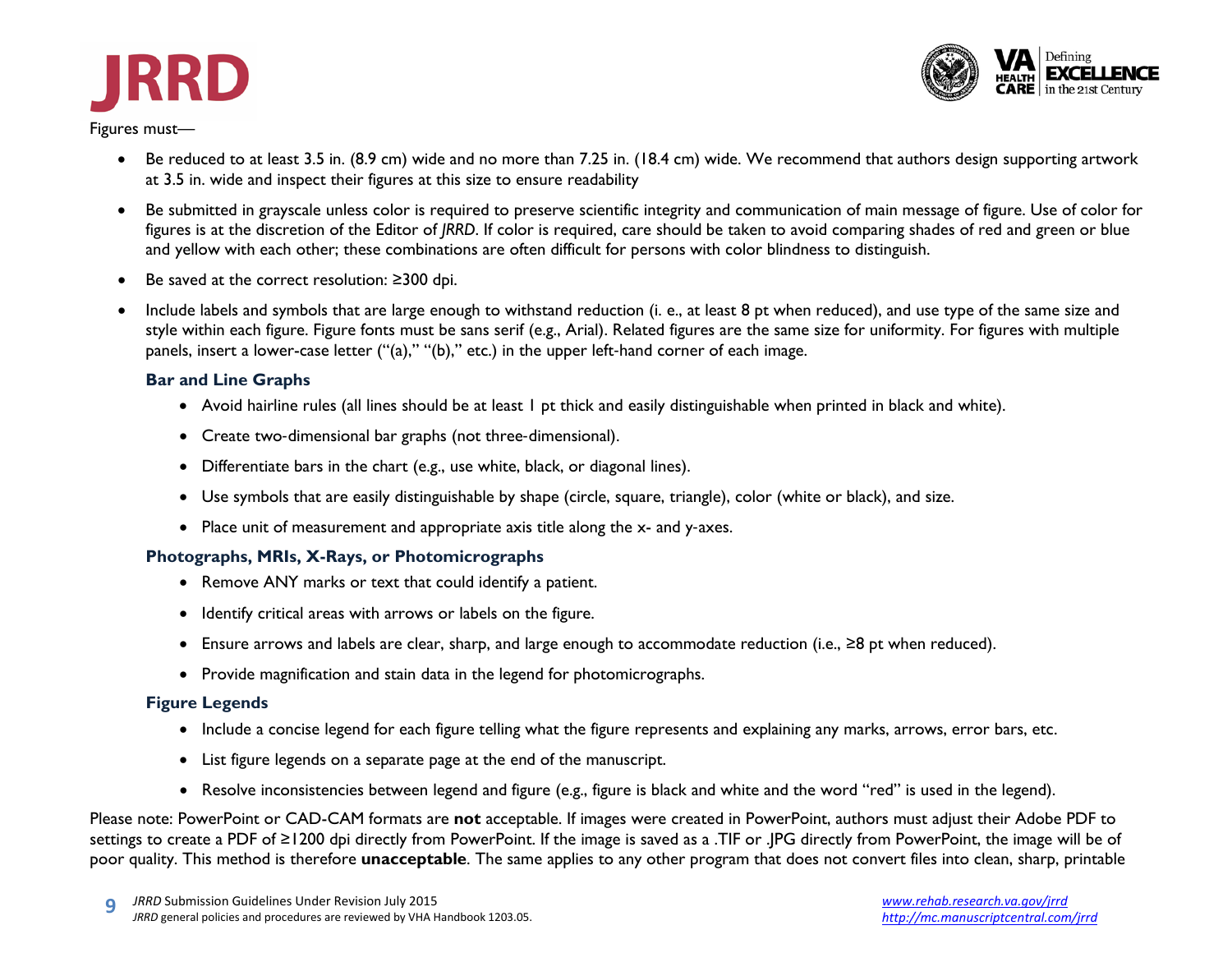Figures must—

- Be reduced to at least 3.5 in. (8.9 cm) wide and no more than 7.25 in. (18.4 cm) wide. We recommend that authors design supporting artwork at 3.5 in. wide and inspect their figures at this size to ensure readability
- Be submitted in grayscale unless color is required to preserve scientific integrity and communication of main message of figure. Use of color for figures is at the discretion of the Editor of *JRRD*. If color is required, care should be taken to avoid comparing shades of red and green or blue and yellow with each other; these combinations are often difficult for persons with color blindness to distinguish.
- Be saved at the correct resolution: ≥300 dpi.
- Include labels and symbols that are large enough to withstand reduction (i. e., at least 8 pt when reduced), and use type of the same size and style within each figure. Figure fonts must be sans serif (e.g., Arial). Related figures are the same size for uniformity. For figures with multiple panels, insert a lower-case letter ("(a)," "(b)," etc.) in the upper left-hand corner of each image.

### Bar and Line Graphs

- Avoid hairline rules (all lines should be at least 1 pt thick and easily distinguishable when printed in black and white).
- Create two-dimensional bar graphs (not three-dimensional).
- Differentiate bars in the chart (e.g., use white, black, or diagonal lines).
- Use symbols that are easily distinguishable by shape (circle, square, triangle), color (white or black), and size.
- Place unit of measurement and appropriate axis title along the x- and y-axes.

### Photographs, MRIs, X-Rays, or Photomicrographs

- Remove ANY marks or text that could identify a patient.
- Identify critical areas with arrows or labels on the figure.
- Ensure arrows and labels are clear, sharp, and large enough to accommodate reduction (i.e., ≥8 pt when reduced).
- Provide magnification and stain data in the legend for photomicrographs.

### Figure Legends

- Include a concise legend for each figure telling what the figure represents and explaining any marks, arrows, error bars, etc.
- List figure legends on a separate page at the end of the manuscript.
- Resolve inconsistencies between legend and figure (e.g., figure is black and white and the word "red" is used in the legend).

Please note: PowerPoint or CAD-CAM formats are **not** acceptable. If images were created in PowerPoint, authors must adjust their Adobe PDF to settings to create a PDF of ≥1200 dpi directly from PowerPoint. If the image is saved as a .TIF or .JPG directly from PowerPoint, the image will be of poor quality. This method is therefore **unacceptable**. The same applies to any other program that does not convert files into clean, sharp, printable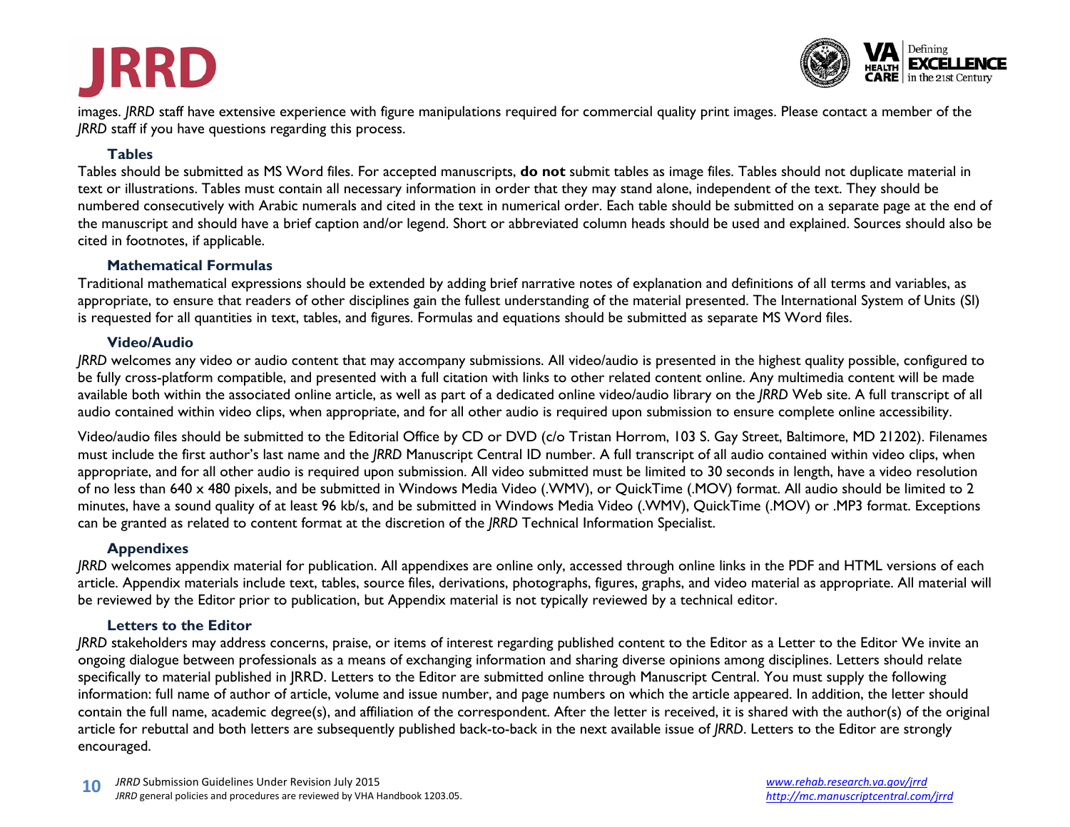images. *JRRD* staff have extensive experience with figure manipulations required for commercial quality print images. Please contact a member of the *JRRD* staff if you have questions regarding this process.

### Tables

Tables should be submitted as MS Word files. For accepted manuscripts, **do not** submit tables as image files. Tables should not duplicate material in text or illustrations. Tables must contain all necessary information in order that they may stand alone, independent of the text. They should be numbered consecutively with Arabic numerals and cited in the text in numerical order. Each table should be submitted on a separate page at the end of the manuscript and should have a brief caption and/or legend. Short or abbreviated column heads should be used and explained. Sources should also be cited in footnotes, if applicable.

### Mathematical Formulas

Traditional mathematical expressions should be extended by adding brief narrative notes of explanation and definitions of all terms and variables, as appropriate, to ensure that readers of other disciplines gain the fullest understanding of the material presented. The International System of Units (SI) is requested for all quantities in text, tables, and figures. Formulas and equations should be submitted as separate MS Word files.

### Video/Audio

*JRRD* welcomes any video or audio content that may accompany submissions. All video/audio is presented in the highest quality possible, configured to be fully cross-platform compatible, and presented with a full citation with links to other related content online. Any multimedia content will be made available both within the associated online article, as well as part of a dedicated online video/audio library on the *JRRD* Web site. A full transcript of all audio contained within video clips, when appropriate, and for all other audio is required upon submission to ensure complete online accessibility.

Video/audio files should be submitted to the Editorial Office by CD or DVD (c/o Tristan Horrom, 103 S. Gay Street, Baltimore, MD 21202). Filenames must include the first author's last name and the *JRRD* Manuscript Central ID number. A full transcript of all audio contained within video clips, when appropriate, and for all other audio is required upon submission. All video submitted must be limited to 30 seconds in length, have a video resolution of no less than 640 x 480 pixels, and be submitted in Windows Media Video (.WMV), or QuickTime (.MOV) format. All audio should be limited to 2 minutes, have a sound quality of at least 96 kb/s, and be submitted in Windows Media Video (.WMV), QuickTime (.MOV) or .MP3 format. Exceptions can be granted as related to content format at the discretion of the *JRRD* Technical Information Specialist.

### Appendixes

*JRRD* welcomes appendix material for publication. All appendixes are online only, accessed through online links in the PDF and HTML versions of each article. Appendix materials include text, tables, source files, derivations, photographs, figures, graphs, and video material as appropriate. All material will be reviewed by the Editor prior to publication, but Appendix material is not typically reviewed by a technical editor.

### Letters to the Editor

*JRRD* stakeholders may address concerns, praise, or items of interest regarding published content to the Editor as a Letter to the Editor We invite an ongoing dialogue between professionals as a means of exchanging information and sharing diverse opinions among disciplines. Letters should relate specifically to material published in JRRD. Letters to the Editor are submitted online through Manuscript Central. You must supply the following information: full name of author of article, volume and issue number, and page numbers on which the article appeared. In addition, the letter should contain the full name, academic degree(s), and affiliation of the correspondent. After the letter is received, it is shared with the author(s) of the original article for rebuttal and both letters are subsequently published back-to-back in the next available issue of *JRRD*. Letters to the Editor are strongly encouraged.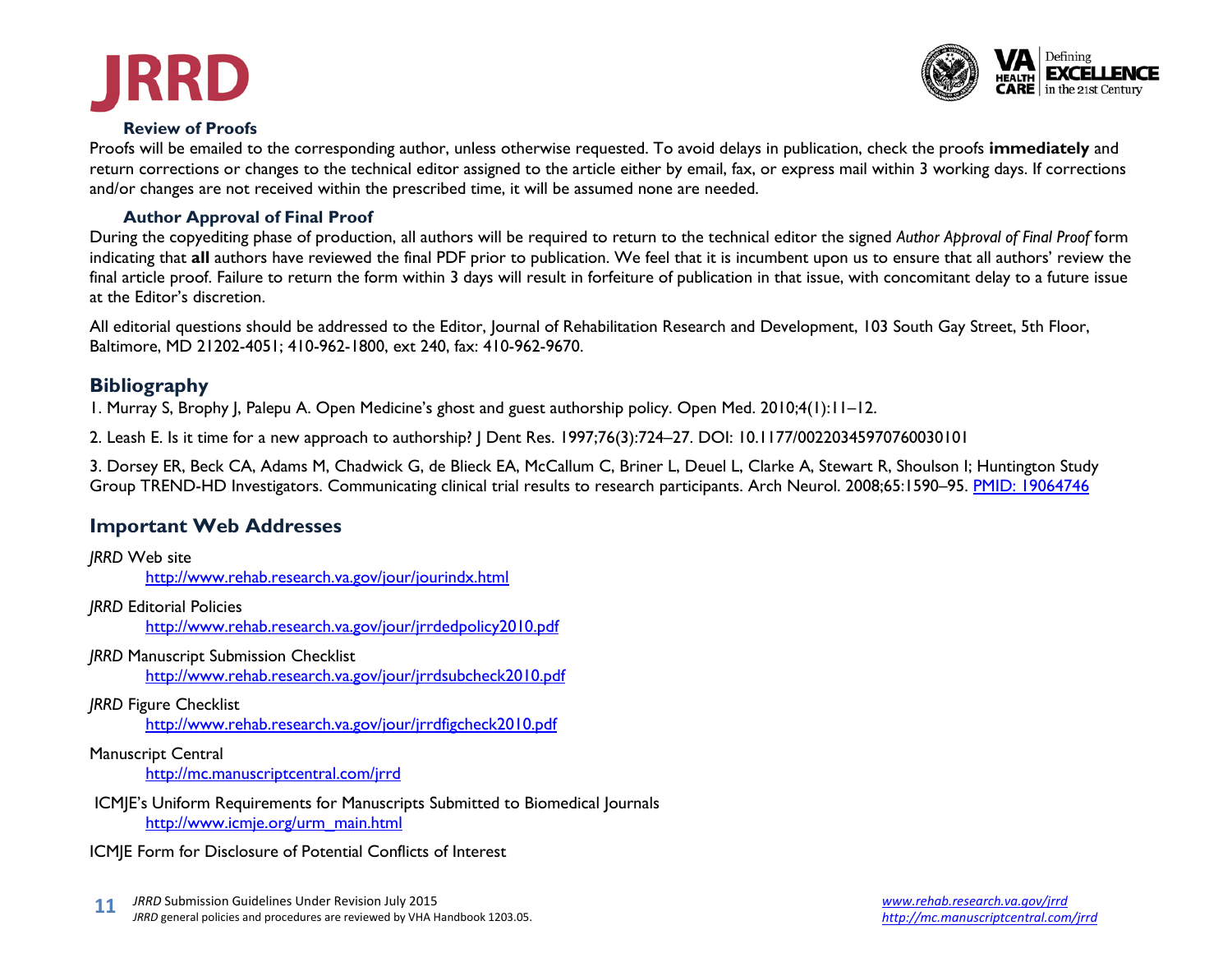### Review of Proofs

Proofs will be emailed to the corresponding author, unless otherwise requested. To avoid delays in publication, check the proofs **immediately** and return corrections or changes to the technical editor assigned to the article either by email, fax, or express mail within 3 working days. If corrections and/or changes are not received within the prescribed time, it will be assumed none are needed.

### Author Approval of Final Proof

During the copyediting phase of production, all authors will be required to return to the technical editor the signed *Author Approval of Final Proof* form indicating that **all** authors have reviewed the final PDF prior to publication. We feel that it is incumbent upon us to ensure that all authors' review the final article proof. Failure to return the form within 3 days will result in forfeiture of publication in that issue, with concomitant delay to a future issue at the Editor's discretion.

All editorial questions should be addressed to the Editor, Journal of Rehabilitation Research and Development, 103 South Gay Street, 5th Floor, Baltimore, MD 21202-4051; 410-962-1800, ext 240, fax: 410-962-9670.

## Bibliography

1. Murray S, Brophy J, Palepu A. Open Medicine's ghost and guest authorship policy. Open Med. 2010;4(1):11–12.

2. Leash E. Is it time for a new approach to authorship? J Dent Res. 1997;76(3):724–27. DOI: 10.1177/00220345970760030101

3. Dorsey ER, Beck CA, Adams M, Chadwick G, de Blieck EA, McCallum C, Briner L, Deuel L, Clarke A, Stewart R, Shoulson I; Huntington Study Group TREND-HD Investigators. Communicating clinical trial results to research participants. Arch Neurol. 2008;65:1590–95. [PMID: 19064746]

## Important Web Addresses

*JRRD* Web site
http://www.rehab.research.va.gov/jour/jourindx.html

*JRRD* Editorial Policies
http://www.rehab.research.va.gov/jour/jrrdedpolicy2010.pdf

*JRRD* Manuscript Submission Checklist
http://www.rehab.research.va.gov/jour/jrrdsubcheck2010.pdf

*JRRD* Figure Checklist
http://www.rehab.research.va.gov/jour/jrrdfigcheck2010.pdf

Manuscript Central
http://mc.manuscriptcentral.com/jrrd

ICMJE's Uniform Requirements for Manuscripts Submitted to Biomedical Journals
http://www.icmje.org/urm_main.html

ICMJE Form for Disclosure of Potential Conflicts of Interest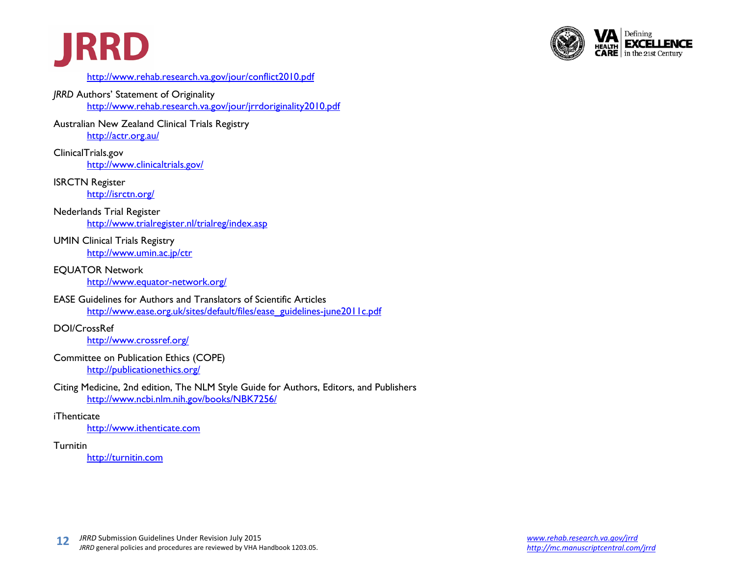http://www.rehab.research.va.gov/jour/conflict2010.pdf

*JRRD* Authors' Statement of Originality
http://www.rehab.research.va.gov/jour/jrrdoriginality2010.pdf

Australian New Zealand Clinical Trials Registry
http://actr.org.au/

ClinicalTrials.gov
http://www.clinicaltrials.gov/

ISRCTN Register
http://isrctn.org/

Nederlands Trial Register
http://www.trialregister.nl/trialreg/index.asp

UMIN Clinical Trials Registry
http://www.umin.ac.jp/ctr

EQUATOR Network
http://www.equator-network.org/

EASE Guidelines for Authors and Translators of Scientific Articles
http://www.ease.org.uk/sites/default/files/ease_guidelines-june2011c.pdf

DOI/CrossRef
http://www.crossref.org/

Committee on Publication Ethics (COPE)
http://publicationethics.org/

Citing Medicine, 2nd edition, The NLM Style Guide for Authors, Editors, and Publishers
http://www.ncbi.nlm.nih.gov/books/NBK7256/

iThenticate
http://www.ithenticate.com

Turnitin
http://turnitin.com